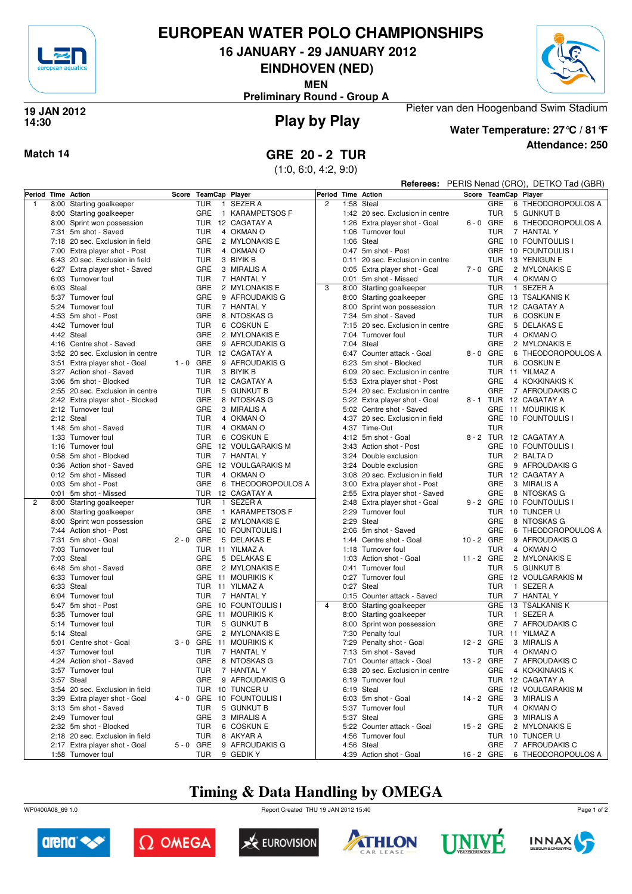# EUROPEAN WATER POLO CHAMPIONSHIPS

## 16 JANUARY - 29 JANUARY 2012

## EINDHOVEN (NED)

**MEN**

**Preliminary Round - Group A**

**19 JAN 2012**
**14:30**

## Play by Play

Pieter van den Hoogenband Swim Stadium

**Water Temperature: 27°C / 81°F**

**Attendance: 250**

**Match 14**

## GRE 20 - 2 TUR

(1:0, 6:0, 4:2, 9:0)

**Referees:** PERIS Nenad (CRO), DETKO Tad (GBR)

| Period | Time | Action | Score | TeamCap | | Player |
|---|---|---|---|---|---|---|
| 1 | 8:00 | Starting goalkeeper | | TUR | 1 | SEZER A |
| | 8:00 | Starting goalkeeper | | GRE | 1 | KARAMPETSOS F |
| | 8:00 | Sprint won possession | | TUR | 12 | CAGATAY A |
| | 7:31 | 5m shot - Saved | | TUR | 4 | OKMAN O |
| | 7:18 | 20 sec. Exclusion in field | | GRE | 2 | MYLONAKIS E |
| | 7:00 | Extra player shot - Post | | TUR | 4 | OKMAN O |
| | 6:43 | 20 sec. Exclusion in field | | TUR | 3 | BIYIK B |
| | 6:27 | Extra player shot - Saved | | GRE | 3 | MIRALIS A |
| | 6:03 | Turnover foul | | TUR | 7 | HANTAL Y |
| | 6:03 | Steal | | GRE | 2 | MYLONAKIS E |
| | 5:37 | Turnover foul | | GRE | 9 | AFROUDAKIS G |
| | 5:24 | Turnover foul | | TUR | 7 | HANTAL Y |
| | 4:53 | 5m shot - Post | | GRE | 8 | NTOSKAS G |
| | 4:42 | Turnover foul | | TUR | 6 | COSKUN E |
| | 4:42 | Steal | | GRE | 2 | MYLONAKIS E |
| | 4:16 | Centre shot - Saved | | GRE | 9 | AFROUDAKIS G |
| | 3:52 | 20 sec. Exclusion in centre | | TUR | 12 | CAGATAY A |
| | 3:51 | Extra player shot - Goal | 1 - 0 | GRE | 9 | AFROUDAKIS G |
| | 3:27 | Action shot - Saved | | TUR | 3 | BIYIK B |
| | 3:06 | 5m shot - Blocked | | TUR | 12 | CAGATAY A |
| | 2:55 | 20 sec. Exclusion in centre | | TUR | 5 | GUNKUT B |
| | 2:42 | Extra player shot - Blocked | | GRE | 8 | NTOSKAS G |
| | 2:12 | Turnover foul | | GRE | 3 | MIRALIS A |
| | 2:12 | Steal | | TUR | 4 | OKMAN O |
| | 1:48 | 5m shot - Saved | | TUR | 4 | OKMAN O |
| | 1:33 | Turnover foul | | TUR | 6 | COSKUN E |
| | 1:16 | Turnover foul | | GRE | 12 | VOULGARAKIS M |
| | 0:58 | 5m shot - Blocked | | TUR | 7 | HANTAL Y |
| | 0:36 | Action shot - Saved | | GRE | 12 | VOULGARAKIS M |
| | 0:12 | 5m shot - Missed | | TUR | 4 | OKMAN O |
| | 0:03 | 5m shot - Post | | GRE | 6 | THEODOROPOULOS A |
| | 0:01 | 5m shot - Missed | | TUR | 12 | CAGATAY A |
| 2 | 8:00 | Starting goalkeeper | | TUR | 1 | SEZER A |
| | 8:00 | Starting goalkeeper | | GRE | 1 | KARAMPETSOS F |
| | 8:00 | Sprint won possession | | GRE | 2 | MYLONAKIS E |
| | 7:44 | Action shot - Post | | GRE | 10 | FOUNTOULIS I |
| | 7:31 | 5m shot - Goal | 2 - 0 | GRE | 5 | DELAKAS E |
| | 7:03 | Turnover foul | | TUR | 11 | YILMAZ A |
| | 7:03 | Steal | | GRE | 5 | DELAKAS E |
| | 6:48 | 5m shot - Saved | | GRE | 2 | MYLONAKIS E |
| | 6:33 | Turnover foul | | GRE | 11 | MOURIKIS K |
| | 6:33 | Steal | | TUR | 11 | YILMAZ A |
| | 6:04 | Turnover foul | | TUR | 7 | HANTAL Y |
| | 5:47 | 5m shot - Post | | GRE | 10 | FOUNTOULIS I |
| | 5:35 | Turnover foul | | GRE | 11 | MOURIKIS K |
| | 5:14 | Turnover foul | | TUR | 5 | GUNKUT B |
| | 5:14 | Steal | | GRE | 2 | MYLONAKIS E |
| | 5:01 | Centre shot - Goal | 3 - 0 | GRE | 11 | MOURIKIS K |
| | 4:37 | Turnover foul | | TUR | 7 | HANTAL Y |
| | 4:24 | Action shot - Saved | | GRE | 8 | NTOSKAS G |
| | 3:57 | Turnover foul | | TUR | 7 | HANTAL Y |
| | 3:57 | Steal | | GRE | 9 | AFROUDAKIS G |
| | 3:54 | 20 sec. Exclusion in field | | TUR | 10 | TUNCER U |
| | 3:39 | Extra player shot - Goal | 4 - 0 | GRE | 10 | FOUNTOULIS I |
| | 3:13 | 5m shot - Saved | | TUR | 5 | GUNKUT B |
| | 2:49 | Turnover foul | | GRE | 3 | MIRALIS A |
| | 2:32 | 5m shot - Blocked | | TUR | 6 | COSKUN E |
| | 2:18 | 20 sec. Exclusion in field | | TUR | 8 | AKYAR A |
| | 2:17 | Extra player shot - Goal | 5 - 0 | GRE | 9 | AFROUDAKIS G |
| | 1:58 | Turnover foul | | TUR | 9 | GEDIK Y |
| | 1:58 | Steal | | GRE | 6 | THEODOROPOULOS A |
| | 1:42 | 20 sec. Exclusion in centre | | TUR | 5 | GUNKUT B |
| | 1:26 | Extra player shot - Goal | 6 - 0 | GRE | 6 | THEODOROPOULOS A |
| | 1:06 | Turnover foul | | TUR | 7 | HANTAL Y |
| | 1:06 | Steal | | GRE | 10 | FOUNTOULIS I |
| | 0:47 | 5m shot - Post | | GRE | 10 | FOUNTOULIS I |
| | 0:11 | 20 sec. Exclusion in centre | | TUR | 13 | YENIGUN E |
| | 0:05 | Extra player shot - Goal | 7 - 0 | GRE | 2 | MYLONAKIS E |
| | 0:01 | 5m shot - Missed | | TUR | 4 | OKMAN O |
| 3 | 8:00 | Starting goalkeeper | | TUR | 1 | SEZER A |
| | 8:00 | Starting goalkeeper | | GRE | 13 | TSALKANIS K |
| | 8:00 | Sprint won possession | | TUR | 12 | CAGATAY A |
| | 7:34 | 5m shot - Saved | | TUR | 6 | COSKUN E |
| | 7:15 | 20 sec. Exclusion in centre | | GRE | 5 | DELAKAS E |
| | 7:04 | Turnover foul | | TUR | 4 | OKMAN O |
| | 7:04 | Steal | | GRE | 2 | MYLONAKIS E |
| | 6:47 | Counter attack - Goal | 8 - 0 | GRE | 6 | THEODOROPOULOS A |
| | 6:23 | 5m shot - Blocked | | TUR | 6 | COSKUN E |
| | 6:09 | 20 sec. Exclusion in centre | | TUR | 11 | YILMAZ A |
| | 5:53 | Extra player shot - Post | | GRE | 4 | KOKKINAKIS K |
| | 5:24 | 20 sec. Exclusion in centre | | GRE | 7 | AFROUDAKIS C |
| | 5:22 | Extra player shot - Goal | 8 - 1 | TUR | 12 | CAGATAY A |
| | 5:02 | Centre shot - Saved | | GRE | 11 | MOURIKIS K |
| | 4:37 | 20 sec. Exclusion in field | | GRE | 10 | FOUNTOULIS I |
| | 4:37 | Time-Out | | TUR | | |
| | 4:12 | 5m shot - Goal | 8 - 2 | TUR | 12 | CAGATAY A |
| | 3:43 | Action shot - Post | | GRE | 10 | FOUNTOULIS I |
| | 3:24 | Double exclusion | | TUR | 2 | BALTA D |
| | 3:24 | Double exclusion | | GRE | 9 | AFROUDAKIS G |
| | 3:08 | 20 sec. Exclusion in field | | TUR | 12 | CAGATAY A |
| | 3:00 | Extra player shot - Post | | GRE | 3 | MIRALIS A |
| | 2:55 | Extra player shot - Saved | | GRE | 8 | NTOSKAS G |
| | 2:48 | Extra player shot - Goal | 9 - 2 | GRE | 10 | FOUNTOULIS I |
| | 2:29 | Turnover foul | | TUR | 10 | TUNCER U |
| | 2:29 | Steal | | GRE | 8 | NTOSKAS G |
| | 2:06 | 5m shot - Saved | | GRE | 6 | THEODOROPOULOS A |
| | 1:44 | Centre shot - Goal | 10 - 2 | GRE | 9 | AFROUDAKIS G |
| | 1:18 | Turnover foul | | TUR | 4 | OKMAN O |
| | 1:03 | Action shot - Goal | 11 - 2 | GRE | 2 | MYLONAKIS E |
| | 0:41 | Turnover foul | | TUR | 5 | GUNKUT B |
| | 0:27 | Turnover foul | | GRE | 12 | VOULGARAKIS M |
| | 0:27 | Steal | | TUR | 1 | SEZER A |
| | 0:15 | Counter attack - Saved | | TUR | 7 | HANTAL Y |
| 4 | 8:00 | Starting goalkeeper | | GRE | 13 | TSALKANIS K |
| | 8:00 | Starting goalkeeper | | TUR | 1 | SEZER A |
| | 8:00 | Sprint won possession | | GRE | 7 | AFROUDAKIS C |
| | 7:30 | Penalty foul | | TUR | 11 | YILMAZ A |
| | 7:29 | Penalty shot - Goal | 12 - 2 | GRE | 3 | MIRALIS A |
| | 7:13 | 5m shot - Saved | | TUR | 4 | OKMAN O |
| | 7:01 | Counter attack - Goal | 13 - 2 | GRE | 7 | AFROUDAKIS C |
| | 6:38 | 20 sec. Exclusion in centre | | GRE | 4 | KOKKINAKIS K |
| | 6:19 | Turnover foul | | TUR | 12 | CAGATAY A |
| | 6:19 | Steal | | GRE | 12 | VOULGARAKIS M |
| | 6:03 | 5m shot - Goal | 14 - 2 | GRE | 3 | MIRALIS A |
| | 5:37 | Turnover foul | | TUR | 4 | OKMAN O |
| | 5:37 | Steal | | GRE | 3 | MIRALIS A |
| | 5:22 | Counter attack - Goal | 15 - 2 | GRE | 2 | MYLONAKIS E |
| | 4:56 | Turnover foul | | TUR | 10 | TUNCER U |
| | 4:56 | Steal | | GRE | 7 | AFROUDAKIS C |
| | 4:39 | Action shot - Goal | 16 - 2 | GRE | 6 | THEODOROPOULOS A |

## Timing & Data Handling by OMEGA

WP0400A08_69 1.0 Report Created THU 19 JAN 2012 15:40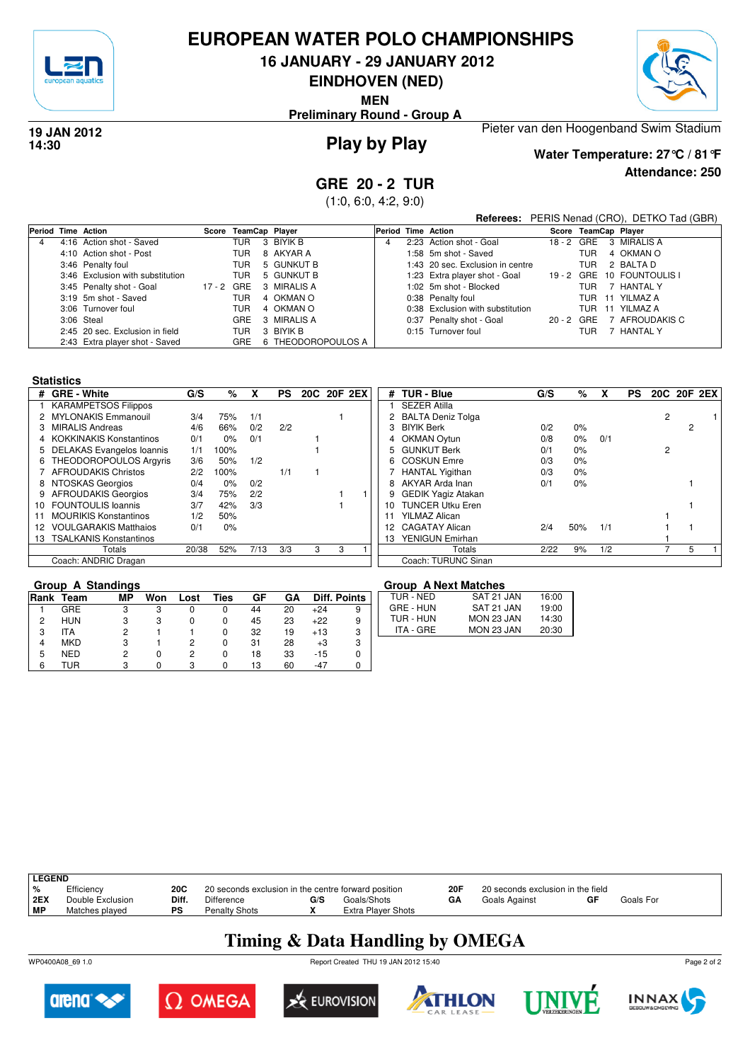# EUROPEAN WATER POLO CHAMPIONSHIPS

**16 JANUARY - 29 JANUARY 2012**

**EINDHOVEN (NED)**

**MEN**

**Preliminary Round - Group A**

**19 JAN 2012**
**14:30**

## Play by Play

Pieter van den Hoogenband Swim Stadium

**Water Temperature: 27°C / 81°F**

**Attendance: 250**

### GRE 20 - 2 TUR

(1:0, 6:0, 4:2, 9:0)

**Referees:** PERIS Nenad (CRO), DETKO Tad (GBR)

| Period | Time | Action | Score | TeamCap | Player |
|---|---|---|---|---|---|
| 4 | 4:16 | Action shot - Saved | | TUR | 3 BIYIK B |
| | 4:10 | Action shot - Post | | TUR | 8 AKYAR A |
| | 3:46 | Penalty foul | | TUR | 5 GUNKUT B |
| | 3:46 | Exclusion with substitution | | TUR | 5 GUNKUT B |
| | 3:45 | Penalty shot - Goal | 17 - 2 | GRE | 3 MIRALIS A |
| | 3:19 | 5m shot - Saved | | TUR | 4 OKMAN O |
| | 3:06 | Turnover foul | | TUR | 4 OKMAN O |
| | 3:06 | Steal | | GRE | 3 MIRALIS A |
| | 2:45 | 20 sec. Exclusion in field | | TUR | 3 BIYIK B |
| | 2:43 | Extra player shot - Saved | | GRE | 6 THEODOROPOULOS A |
| 4 | 2:23 | Action shot - Goal | 18 - 2 | GRE | 3 MIRALIS A |
| | 1:58 | 5m shot - Saved | | TUR | 4 OKMAN O |
| | 1:43 | 20 sec. Exclusion in centre | | TUR | 2 BALTA D |
| | 1:23 | Extra player shot - Goal | 19 - 2 | GRE | 10 FOUNTOULIS I |
| | 1:02 | 5m shot - Blocked | | TUR | 7 HANTAL Y |
| | 0:38 | Penalty foul | | TUR | 11 YILMAZ A |
| | 0:38 | Exclusion with substitution | | TUR | 11 YILMAZ A |
| | 0:37 | Penalty shot - Goal | 20 - 2 | GRE | 7 AFROUDAKIS C |
| | 0:15 | Turnover foul | | TUR | 7 HANTAL Y |

### Statistics

| # | GRE - White | G/S | % | X | PS | 20C | 20F | 2EX |
|---|---|---|---|---|---|---|---|---|
| 1 | KARAMPETSOS Filippos | | | | | | | |
| 2 | MYLONAKIS Emmanouil | 3/4 | 75% | 1/1 | | | 1 | |
| 3 | MIRALIS Andreas | 4/6 | 66% | 0/2 | 2/2 | | | |
| 4 | KOKKINAKIS Konstantinos | 0/1 | 0% | 0/1 | | 1 | | |
| 5 | DELAKAS Evangelos Ioannis | 1/1 | 100% | | | 1 | | |
| 6 | THEODOROPOULOS Argyris | 3/6 | 50% | 1/2 | | | | |
| 7 | AFROUDAKIS Christos | 2/2 | 100% | | 1/1 | 1 | | |
| 8 | NTOSKAS Georgios | 0/4 | 0% | 0/2 | | | | |
| 9 | AFROUDAKIS Georgios | 3/4 | 75% | 2/2 | | | 1 | 1 |
| 10 | FOUNTOULIS Ioannis | 3/7 | 42% | 3/3 | | | 1 | |
| 11 | MOURIKIS Konstantinos | 1/2 | 50% | | | | | |
| 12 | VOULGARAKIS Matthaios | 0/1 | 0% | | | | | |
| 13 | TSALKANIS Konstantinos | | | | | | | |
| | Totals | 20/38 | 52% | 7/13 | 3/3 | 3 | 3 | 1 |
| | Coach: ANDRIC Dragan | | | | | | | |

| # | TUR - Blue | G/S | % | X | PS | 20C | 20F | 2EX |
|---|---|---|---|---|---|---|---|---|
| 1 | SEZER Atilla | | | | | | | |
| 2 | BALTA Deniz Tolga | | | | | 2 | | 1 |
| 3 | BIYIK Berk | 0/2 | 0% | | | | 2 | |
| 4 | OKMAN Oytun | 0/8 | 0% | 0/1 | | | | |
| 5 | GUNKUT Berk | 0/1 | 0% | | | 2 | | |
| 6 | COSKUN Emre | 0/3 | 0% | | | | | |
| 7 | HANTAL Yigithan | 0/3 | 0% | | | | | |
| 8 | AKYAR Arda Inan | 0/1 | 0% | | | | 1 | |
| 9 | GEDIK Yagiz Atakan | | | | | | | |
| 10 | TUNCER Utku Eren | | | | | | 1 | |
| 11 | YILMAZ Alican | | | | | 1 | | |
| 12 | CAGATAY Alican | 2/4 | 50% | 1/1 | | 1 | 1 | |
| 13 | YENIGUN Emirhan | | | | | 1 | | |
| | Totals | 2/22 | 9% | 1/2 | | 7 | 5 | 1 |
| | Coach: TURUNC Sinan | | | | | | | |

### Group A Standings

| Rank | Team | MP | Won | Lost | Ties | GF | GA | Diff. | Points |
|---|---|---|---|---|---|---|---|---|---|
| 1 | GRE | 3 | 3 | 0 | 0 | 44 | 20 | +24 | 9 |
| 2 | HUN | 3 | 3 | 0 | 0 | 45 | 23 | +22 | 9 |
| 3 | ITA | 2 | 1 | 1 | 0 | 32 | 19 | +13 | 3 |
| 4 | MKD | 3 | 1 | 2 | 0 | 31 | 28 | +3 | 3 |
| 5 | NED | 2 | 0 | 2 | 0 | 18 | 33 | -15 | 0 |
| 6 | TUR | 3 | 0 | 3 | 0 | 13 | 60 | -47 | 0 |

### Group A Next Matches

| | | |
|---|---|---|
| TUR - NED | SAT 21 JAN | 16:00 |
| GRE - HUN | SAT 21 JAN | 19:00 |
| TUR - HUN | MON 23 JAN | 14:30 |
| ITA - GRE | MON 23 JAN | 20:30 |

**LEGEND**

| | | | | | | | |
|---|---|---|---|---|---|---|---|
| % | Efficiency | 20C | 20 seconds exclusion in the centre forward position | | | 20F | 20 seconds exclusion in the field |
| 2EX | Double Exclusion | Diff. | Difference | G/S | Goals/Shots | GA | Goals Against | 
| MP | Matches played | PS | Penalty Shots | X | Extra Player Shots | GF | Goals For |

## Timing & Data Handling by OMEGA

WP0400A08_69 1.0 Report Created THU 19 JAN 2012 15:40